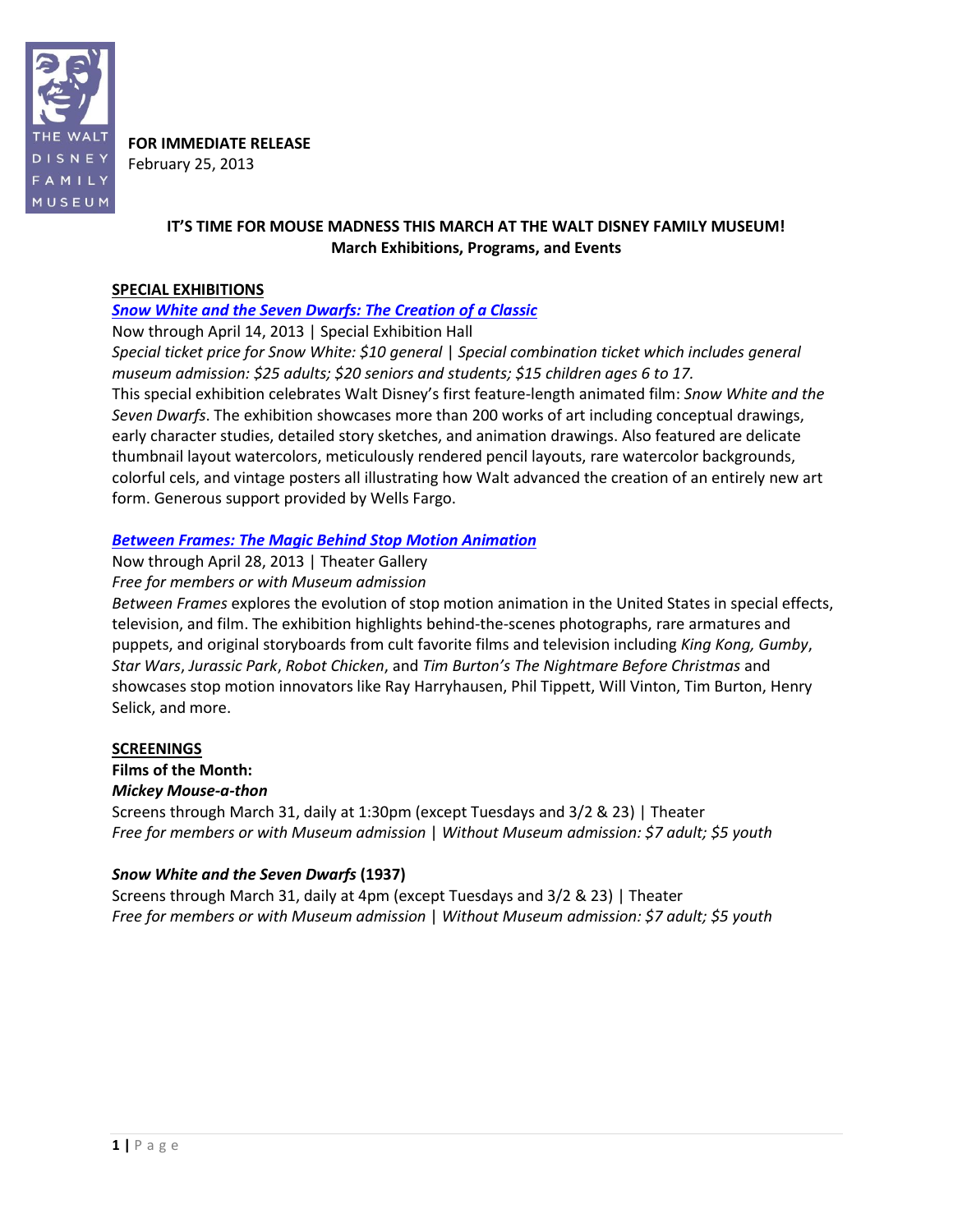THE WALT DISNEY FAMILY MUSEUM

**FOR IMMEDIATE RELEASE**
February 25, 2013

# IT'S TIME FOR MOUSE MADNESS THIS MARCH AT THE WALT DISNEY FAMILY MUSEUM!
## March Exhibitions, Programs, and Events

## SPECIAL EXHIBITIONS

### ***Snow White and the Seven Dwarfs: The Creation of a Classic***

Now through April 14, 2013 | Special Exhibition Hall

*Special ticket price for Snow White: $10 general | Special combination ticket which includes general museum admission: $25 adults; $20 seniors and students; $15 children ages 6 to 17.*

This special exhibition celebrates Walt Disney's first feature-length animated film: *Snow White and the Seven Dwarfs*. The exhibition showcases more than 200 works of art including conceptual drawings, early character studies, detailed story sketches, and animation drawings. Also featured are delicate thumbnail layout watercolors, meticulously rendered pencil layouts, rare watercolor backgrounds, colorful cels, and vintage posters all illustrating how Walt advanced the creation of an entirely new art form. Generous support provided by Wells Fargo.

### ***Between Frames: The Magic Behind Stop Motion Animation***

Now through April 28, 2013 | Theater Gallery

*Free for members or with Museum admission*

*Between Frames* explores the evolution of stop motion animation in the United States in special effects, television, and film. The exhibition highlights behind-the-scenes photographs, rare armatures and puppets, and original storyboards from cult favorite films and television including *King Kong, Gumby*, *Star Wars*, *Jurassic Park*, *Robot Chicken*, and *Tim Burton's The Nightmare Before Christmas* and showcases stop motion innovators like Ray Harryhausen, Phil Tippett, Will Vinton, Tim Burton, Henry Selick, and more.

## SCREENINGS

**Films of the Month:**

***Mickey Mouse-a-thon***

Screens through March 31, daily at 1:30pm (except Tuesdays and 3/2 & 23) | Theater

*Free for members or with Museum admission | Without Museum admission: $7 adult; $5 youth*

***Snow White and the Seven Dwarfs* (1937)**

Screens through March 31, daily at 4pm (except Tuesdays and 3/2 & 23) | Theater

*Free for members or with Museum admission | Without Museum admission: $7 adult; $5 youth*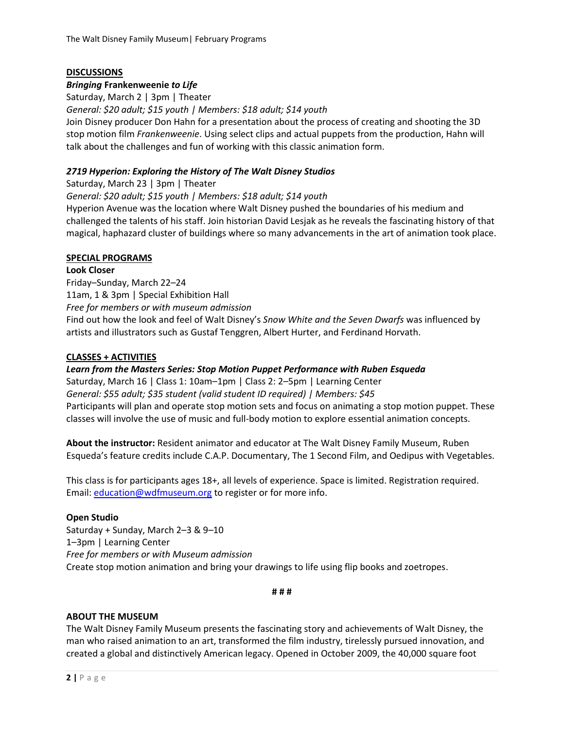## DISCUSSIONS

### *Bringing* **Frankenweenie** *to Life*

Saturday, March 2 | 3pm | Theater

*General: $20 adult; $15 youth | Members: $18 adult; $14 youth*

Join Disney producer Don Hahn for a presentation about the process of creating and shooting the 3D stop motion film *Frankenweenie*. Using select clips and actual puppets from the production, Hahn will talk about the challenges and fun of working with this classic animation form.

### *2719 Hyperion: Exploring the History of The Walt Disney Studios*

Saturday, March 23 | 3pm | Theater

*General: $20 adult; $15 youth | Members: $18 adult; $14 youth*

Hyperion Avenue was the location where Walt Disney pushed the boundaries of his medium and challenged the talents of his staff. Join historian David Lesjak as he reveals the fascinating history of that magical, haphazard cluster of buildings where so many advancements in the art of animation took place.

## SPECIAL PROGRAMS

### Look Closer

Friday–Sunday, March 22–24

11am, 1 & 3pm | Special Exhibition Hall

*Free for members or with museum admission*

Find out how the look and feel of Walt Disney's *Snow White and the Seven Dwarfs* was influenced by artists and illustrators such as Gustaf Tenggren, Albert Hurter, and Ferdinand Horvath.

## CLASSES + ACTIVITIES

### *Learn from the Masters Series: Stop Motion Puppet Performance with Ruben Esqueda*

Saturday, March 16 | Class 1: 10am–1pm | Class 2: 2–5pm | Learning Center

*General: $55 adult; $35 student (valid student ID required) | Members: $45*

Participants will plan and operate stop motion sets and focus on animating a stop motion puppet. These classes will involve the use of music and full-body motion to explore essential animation concepts.

**About the instructor:** Resident animator and educator at The Walt Disney Family Museum, Ruben Esqueda's feature credits include C.A.P. Documentary, The 1 Second Film, and Oedipus with Vegetables.

This class is for participants ages 18+, all levels of experience. Space is limited. Registration required. Email: education@wdfmuseum.org to register or for more info.

### Open Studio

Saturday + Sunday, March 2–3 & 9–10

1–3pm | Learning Center

*Free for members or with Museum admission*

Create stop motion animation and bring your drawings to life using flip books and zoetropes.

**# # #**

## ABOUT THE MUSEUM

The Walt Disney Family Museum presents the fascinating story and achievements of Walt Disney, the man who raised animation to an art, transformed the film industry, tirelessly pursued innovation, and created a global and distinctively American legacy. Opened in October 2009, the 40,000 square foot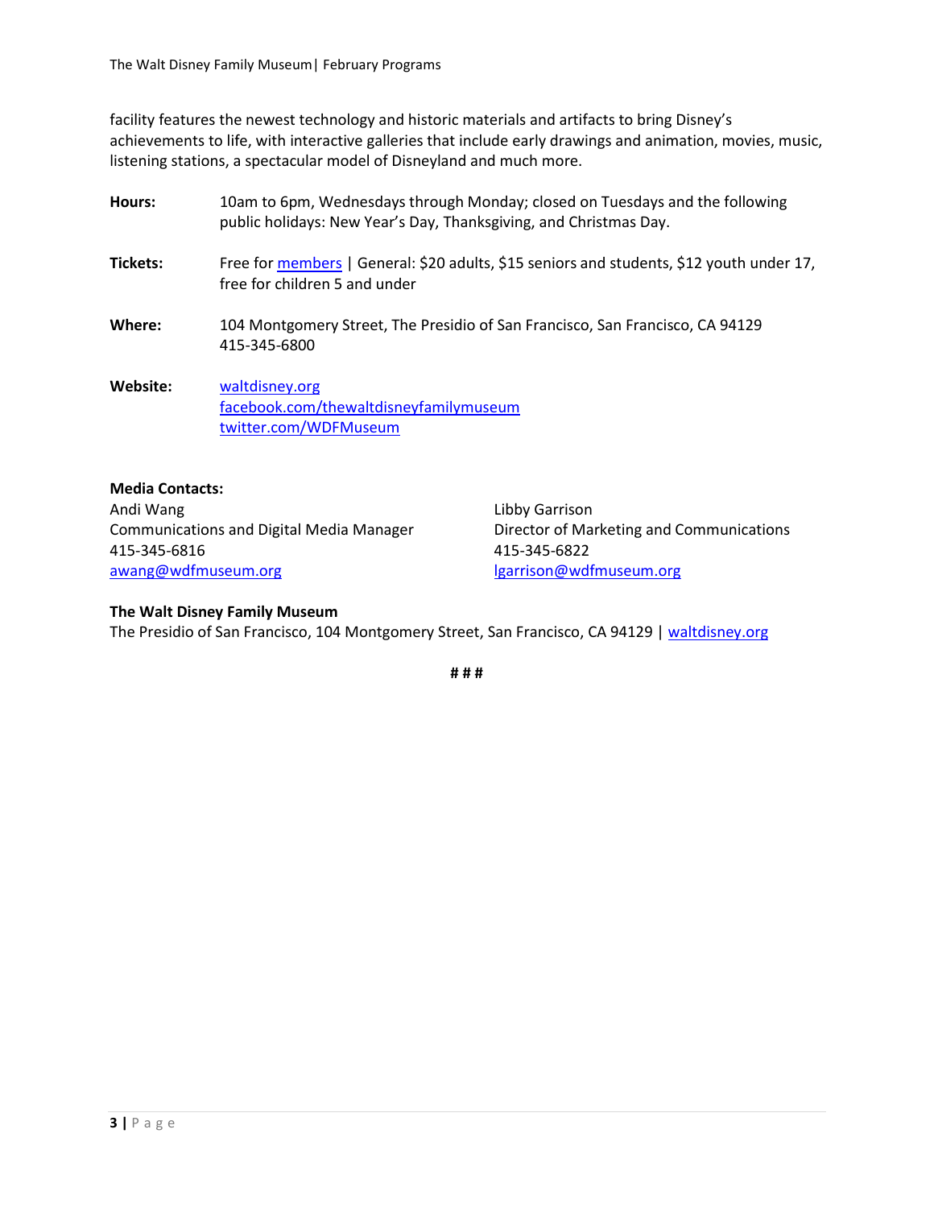facility features the newest technology and historic materials and artifacts to bring Disney's achievements to life, with interactive galleries that include early drawings and animation, movies, music, listening stations, a spectacular model of Disneyland and much more.

**Hours:** 10am to 6pm, Wednesdays through Monday; closed on Tuesdays and the following public holidays: New Year's Day, Thanksgiving, and Christmas Day.

**Tickets:** Free for members | General: $20 adults, $15 seniors and students, $12 youth under 17, free for children 5 and under

**Where:** 104 Montgomery Street, The Presidio of San Francisco, San Francisco, CA 94129
415-345-6800

**Website:** waltdisney.org
facebook.com/thewaltdisneyfamilymuseum
twitter.com/WDFMuseum

**Media Contacts:**

Andi Wang
Communications and Digital Media Manager
415-345-6816
awang@wdfmuseum.org

Libby Garrison
Director of Marketing and Communications
415-345-6822
lgarrison@wdfmuseum.org

**The Walt Disney Family Museum**
The Presidio of San Francisco, 104 Montgomery Street, San Francisco, CA 94129 | waltdisney.org

# # #